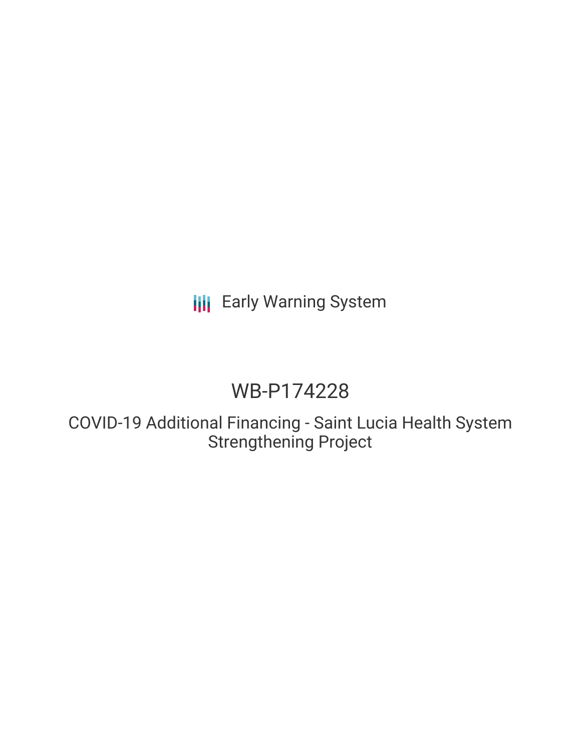Early Warning System

# WB-P174228

## COVID-19 Additional Financing - Saint Lucia Health System Strengthening Project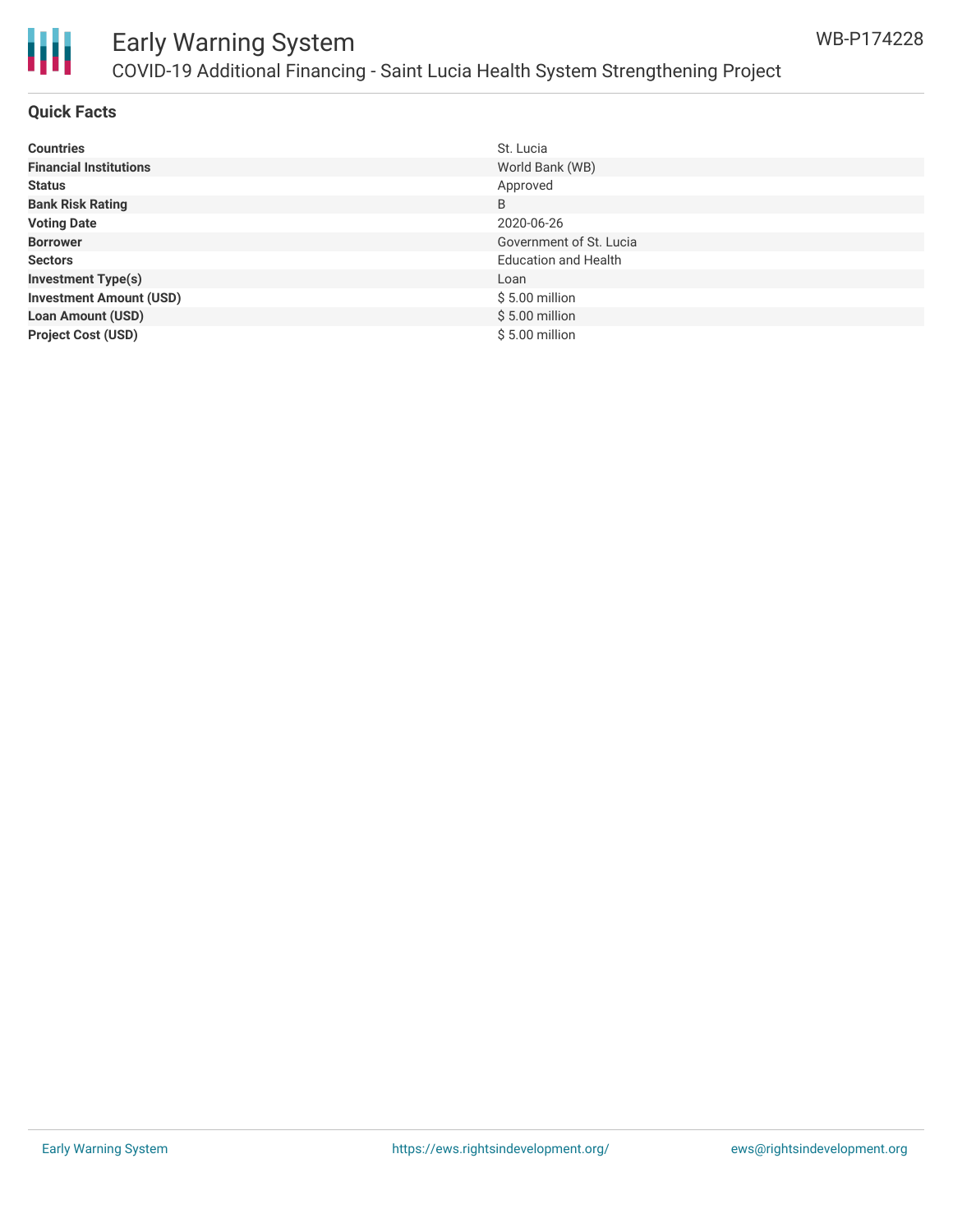# Early Warning System

## COVID-19 Additional Financing - Saint Lucia Health System Strengthening Project

WB-P174228

### Quick Facts

| | |
|---|---|
| **Countries** | St. Lucia |
| **Financial Institutions** | World Bank (WB) |
| **Status** | Approved |
| **Bank Risk Rating** | B |
| **Voting Date** | 2020-06-26 |
| **Borrower** | Government of St. Lucia |
| **Sectors** | Education and Health |
| **Investment Type(s)** | Loan |
| **Investment Amount (USD)** | $ 5.00 million |
| **Loan Amount (USD)** | $ 5.00 million |
| **Project Cost (USD)** | $ 5.00 million |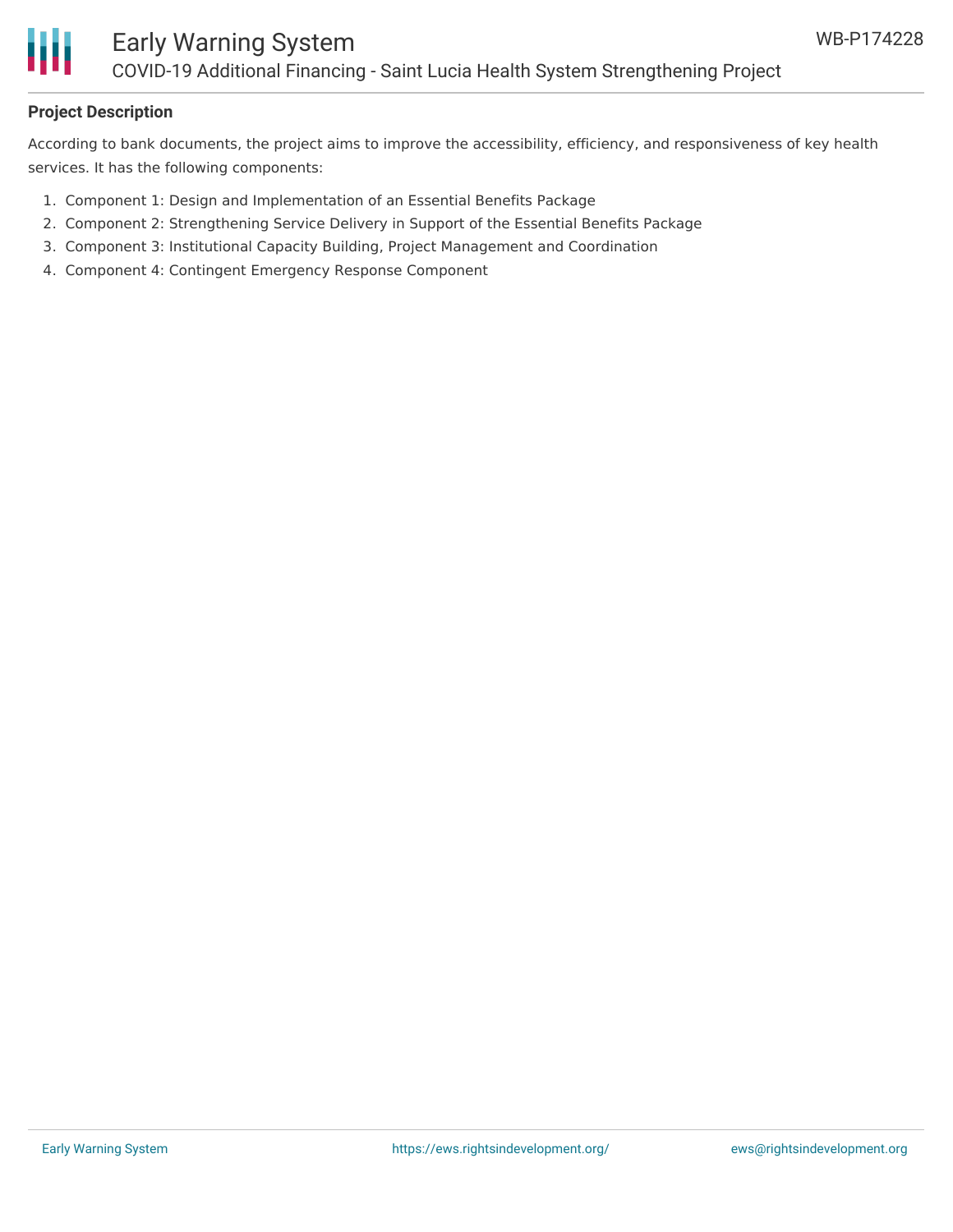**Project Description**

According to bank documents, the project aims to improve the accessibility, efficiency, and responsiveness of key health services. It has the following components:

1. Component 1: Design and Implementation of an Essential Benefits Package
2. Component 2: Strengthening Service Delivery in Support of the Essential Benefits Package
3. Component 3: Institutional Capacity Building, Project Management and Coordination
4. Component 4: Contingent Emergency Response Component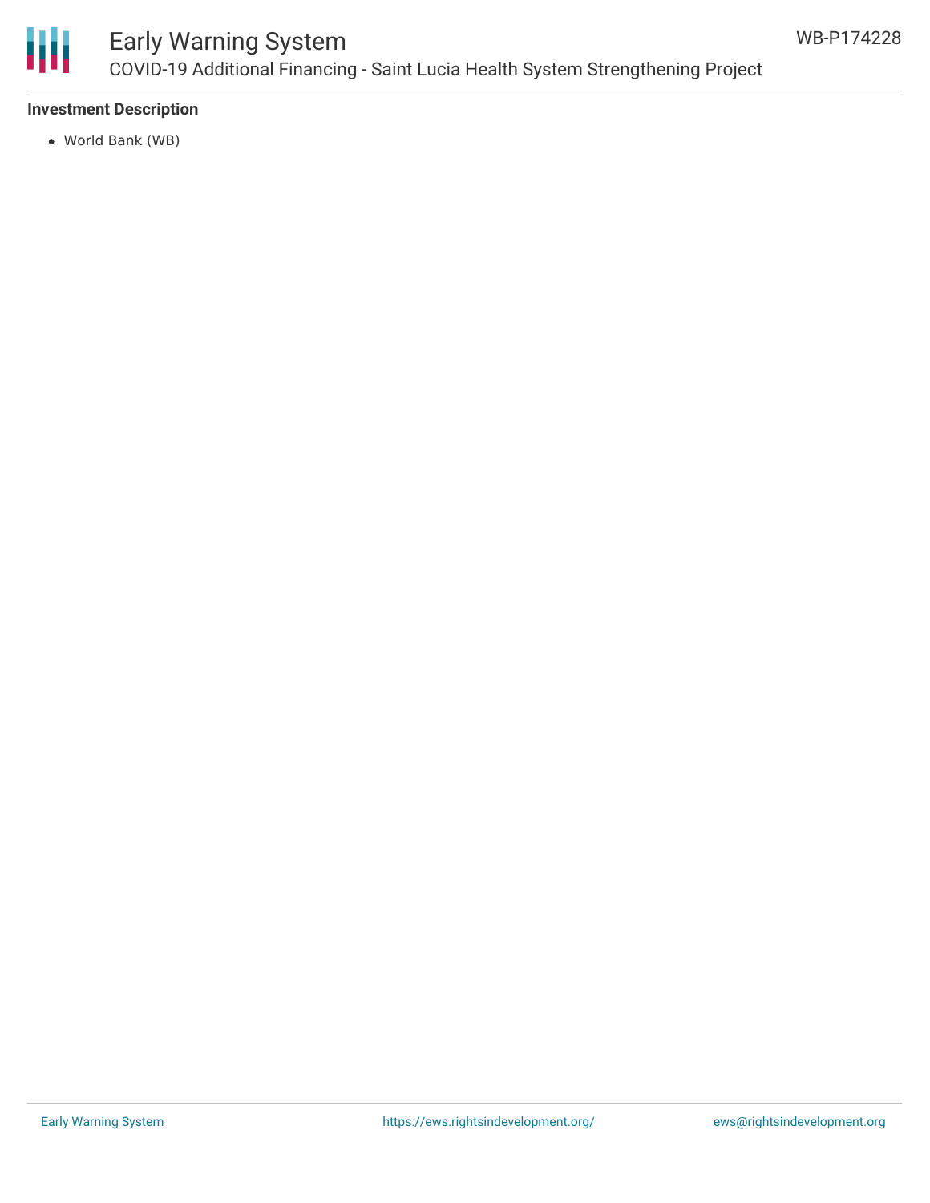**Investment Description**

- World Bank (WB)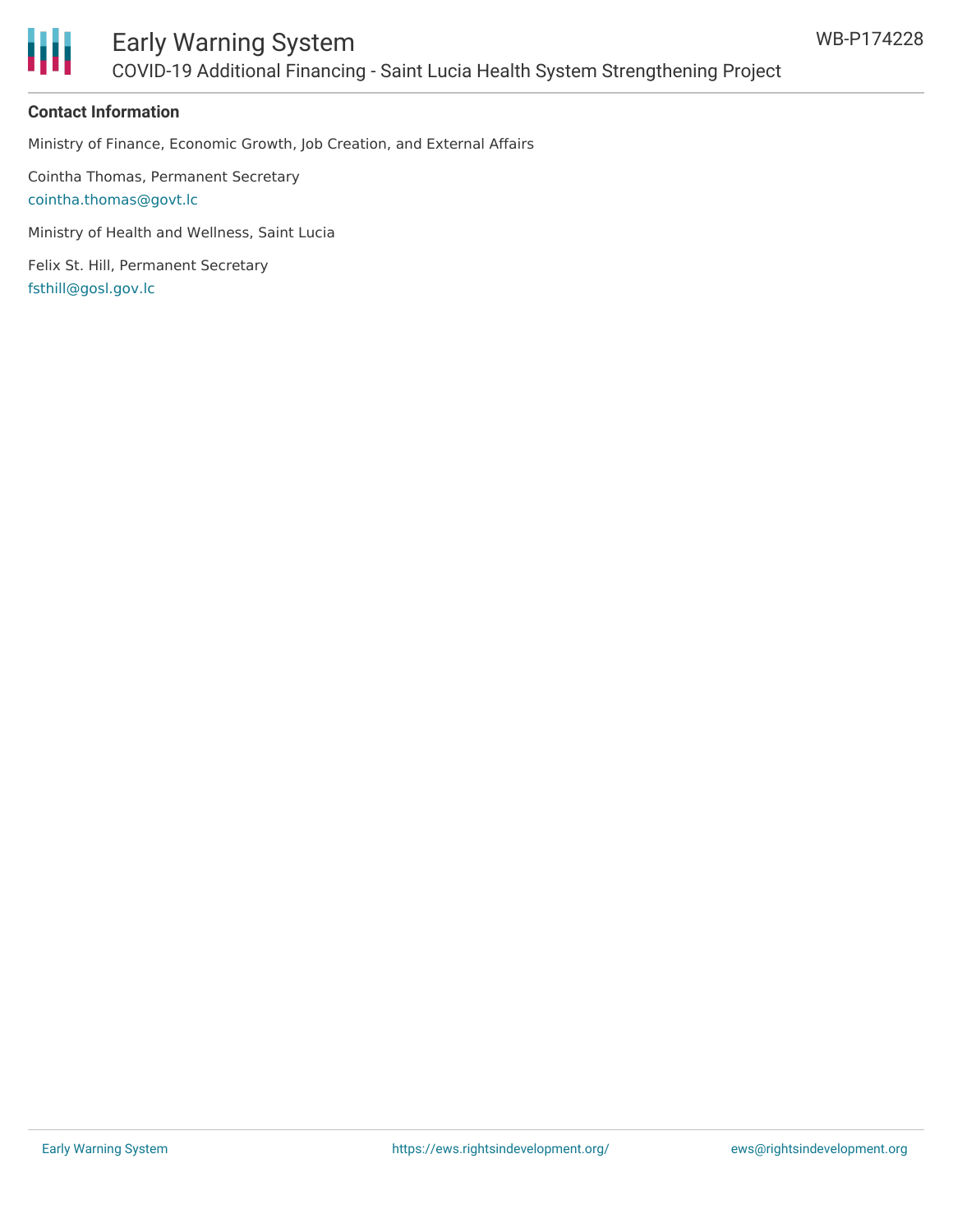**Contact Information**

Ministry of Finance, Economic Growth, Job Creation, and External Affairs

Cointha Thomas, Permanent Secretary
cointha.thomas@govt.lc

Ministry of Health and Wellness, Saint Lucia

Felix St. Hill, Permanent Secretary
fsthill@gosl.gov.lc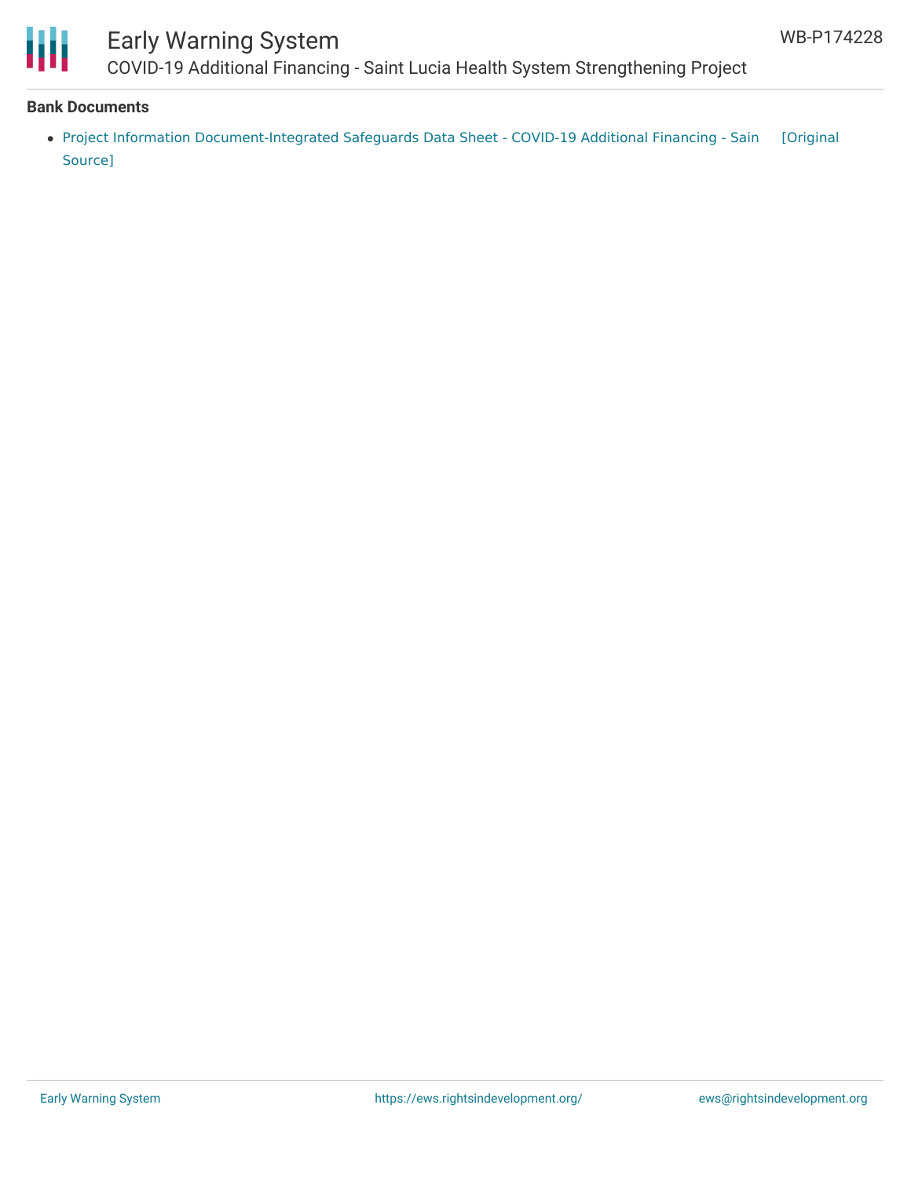**Bank Documents**

- Project Information Document-Integrated Safeguards Data Sheet - COVID-19 Additional Financing - Sain [Original Source]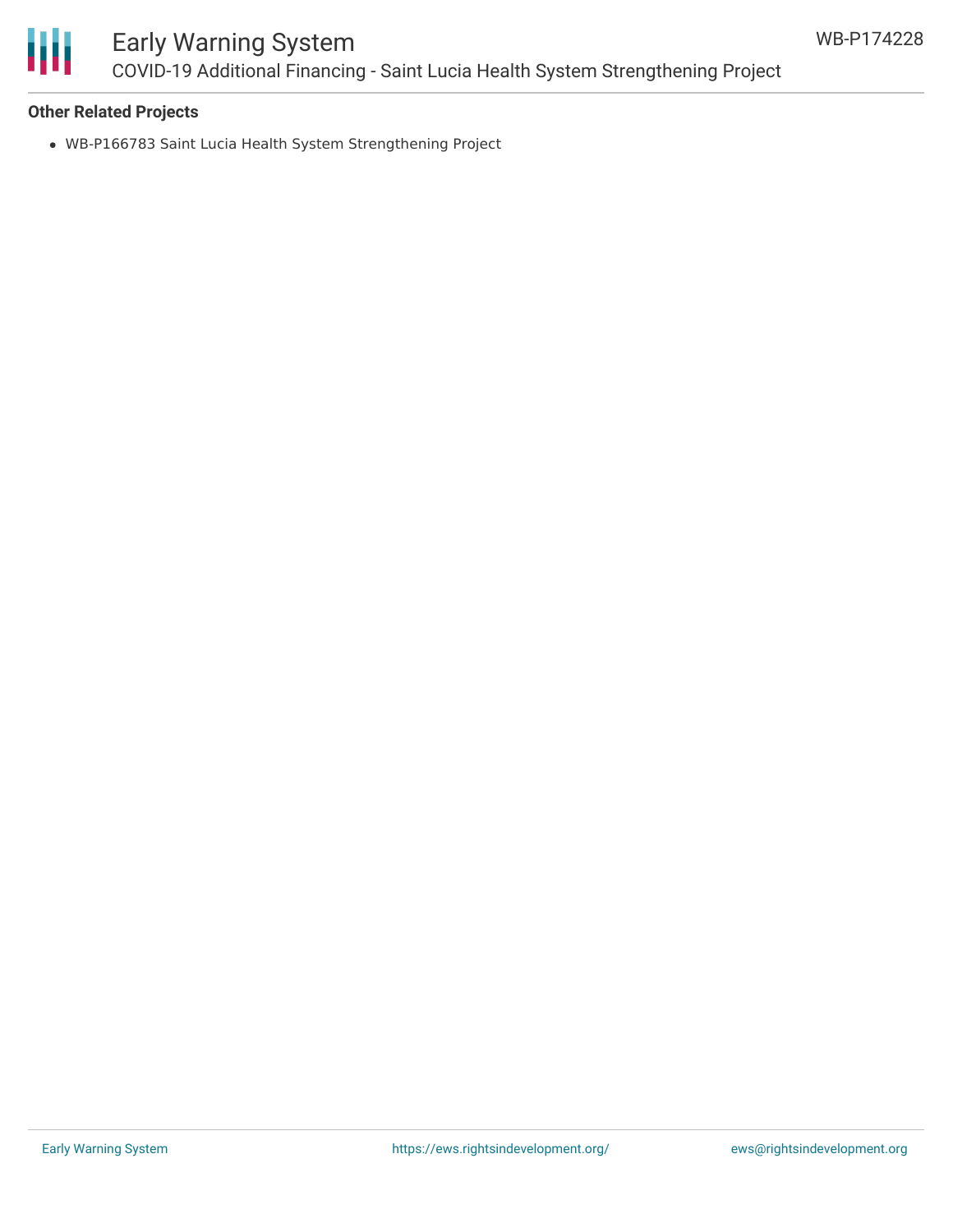**Other Related Projects**

- WB-P166783 Saint Lucia Health System Strengthening Project